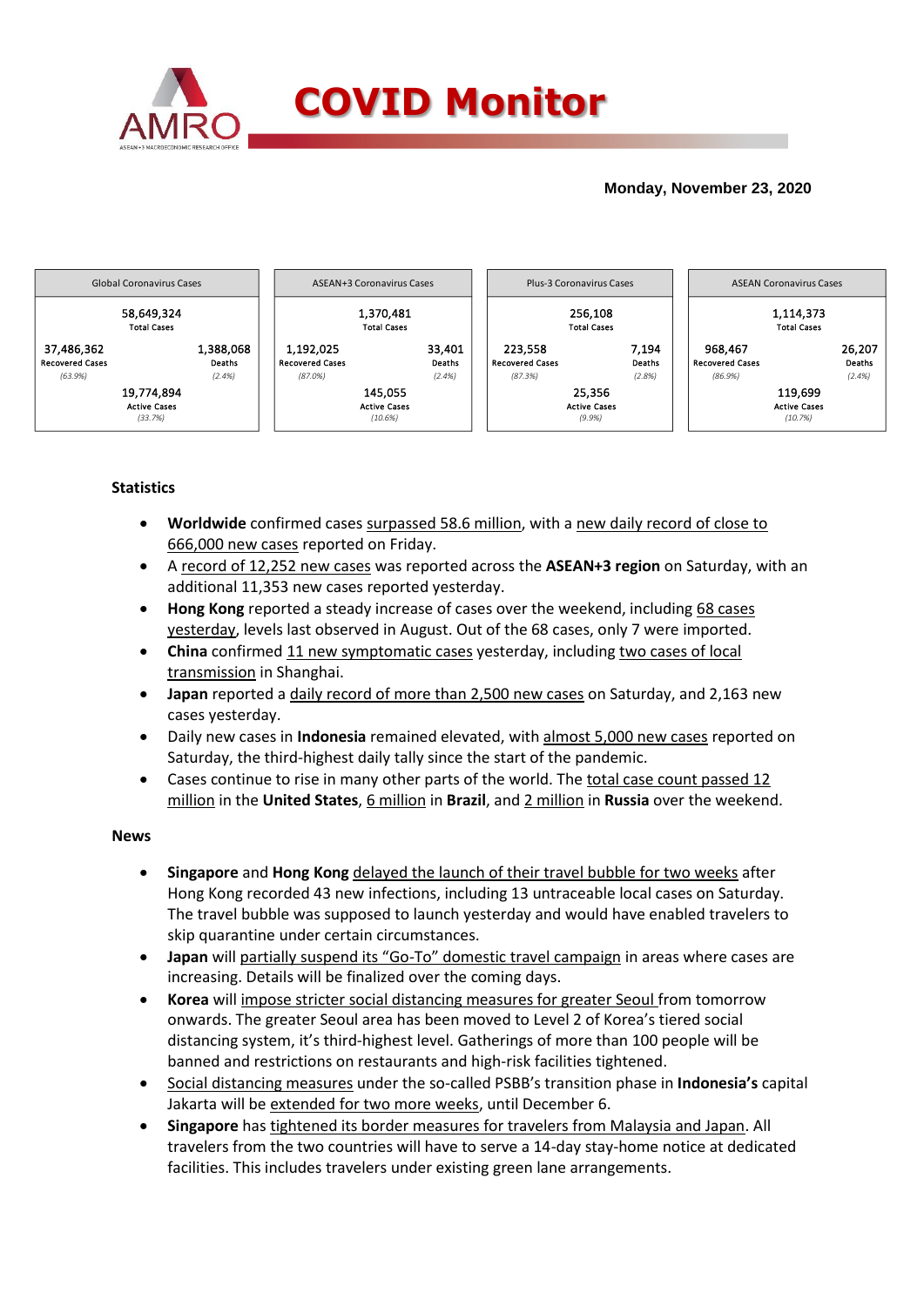# COVID Monitor

**Monday, November 23, 2020**

| Global Coronavirus Cases | | ASEAN+3 Coronavirus Cases | | Plus-3 Coronavirus Cases | | ASEAN Coronavirus Cases | |
|---|---|---|---|---|---|---|---|
| 58,649,324 Total Cases | | 1,370,481 Total Cases | | 256,108 Total Cases | | 1,114,373 Total Cases | |
| 37,486,362 Recovered Cases (63.9%) | 1,388,068 Deaths (2.4%) | 1,192,025 Recovered Cases (87.0%) | 33,401 Deaths (2.4%) | 223,558 Recovered Cases (87.3%) | 7,194 Deaths (2.8%) | 968,467 Recovered Cases (86.9%) | 26,207 Deaths (2.4%) |
| 19,774,894 Active Cases (33.7%) | | 145,055 Active Cases (10.6%) | | 25,356 Active Cases (9.9%) | | 119,699 Active Cases (10.7%) | |

### Statistics

- **Worldwide** confirmed cases surpassed 58.6 million, with a new daily record of close to 666,000 new cases reported on Friday.
- A record of 12,252 new cases was reported across the **ASEAN+3 region** on Saturday, with an additional 11,353 new cases reported yesterday.
- **Hong Kong** reported a steady increase of cases over the weekend, including 68 cases yesterday, levels last observed in August. Out of the 68 cases, only 7 were imported.
- **China** confirmed 11 new symptomatic cases yesterday, including two cases of local transmission in Shanghai.
- **Japan** reported a daily record of more than 2,500 new cases on Saturday, and 2,163 new cases yesterday.
- Daily new cases in **Indonesia** remained elevated, with almost 5,000 new cases reported on Saturday, the third-highest daily tally since the start of the pandemic.
- Cases continue to rise in many other parts of the world. The total case count passed 12 million in the **United States**, 6 million in **Brazil**, and 2 million in **Russia** over the weekend.

### News

- **Singapore** and **Hong Kong** delayed the launch of their travel bubble for two weeks after Hong Kong recorded 43 new infections, including 13 untraceable local cases on Saturday. The travel bubble was supposed to launch yesterday and would have enabled travelers to skip quarantine under certain circumstances.
- **Japan** will partially suspend its "Go-To" domestic travel campaign in areas where cases are increasing. Details will be finalized over the coming days.
- **Korea** will impose stricter social distancing measures for greater Seoul from tomorrow onwards. The greater Seoul area has been moved to Level 2 of Korea's tiered social distancing system, it's third-highest level. Gatherings of more than 100 people will be banned and restrictions on restaurants and high-risk facilities tightened.
- Social distancing measures under the so-called PSBB's transition phase in **Indonesia's** capital Jakarta will be extended for two more weeks, until December 6.
- **Singapore** has tightened its border measures for travelers from Malaysia and Japan. All travelers from the two countries will have to serve a 14-day stay-home notice at dedicated facilities. This includes travelers under existing green lane arrangements.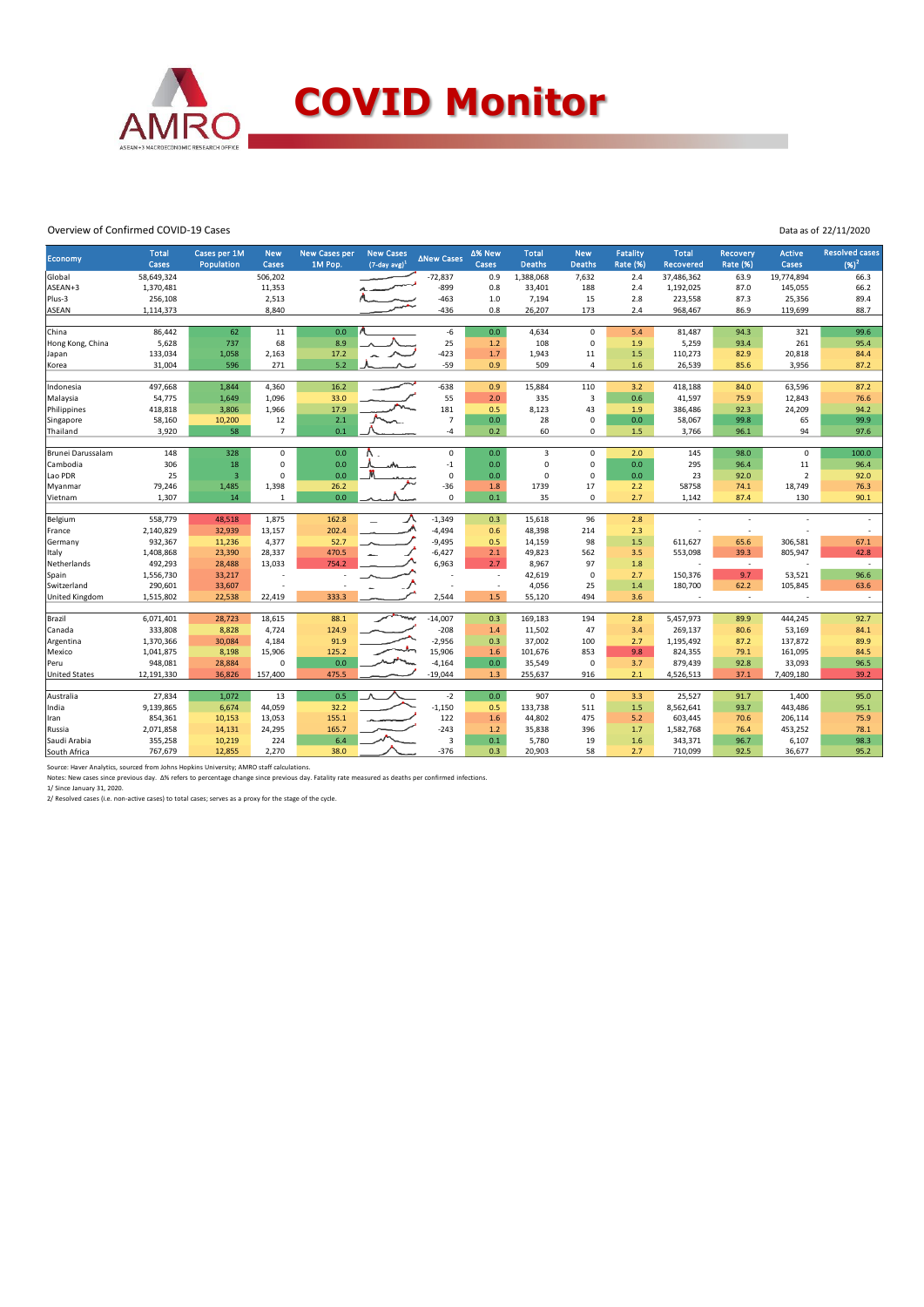# COVID Monitor

Overview of Confirmed COVID-19 Cases

Data as of 22/11/2020

| Economy | Total Cases | Cases per 1M Population | New Cases | New Cases per 1M Pop. | New Cases (7-day avg)[1] | ΔNew Cases | Δ% New Cases | Total Deaths | New Deaths | Fatality Rate (%) | Total Recovered | Recovery Rate (%) | Active Cases | Resolved cases (%)[2] |
|---|---|---|---|---|---|---|---|---|---|---|---|---|---|---|
| Global | 58,649,324 | | 506,202 | | | -72,837 | 0.9 | 1,388,068 | 7,632 | 2.4 | 37,486,362 | 63.9 | 19,774,894 | 66.3 |
| ASEAN+3 | 1,370,481 | | 11,353 | | | -899 | 0.8 | 33,401 | 188 | 2.4 | 1,192,025 | 87.0 | 145,055 | 66.2 |
| Plus-3 | 256,108 | | 2,513 | | | -463 | 1.0 | 7,194 | 15 | 2.8 | 223,558 | 87.3 | 25,356 | 89.4 |
| ASEAN | 1,114,373 | | 8,840 | | | -436 | 0.8 | 26,207 | 173 | 2.4 | 968,467 | 86.9 | 119,699 | 88.7 |
| | | | | | | | | | | | | | | |
| China | 86,442 | 62 | 11 | 0.0 | | -6 | 0.0 | 4,634 | 0 | 5.4 | 81,487 | 94.3 | 321 | 99.6 |
| Hong Kong, China | 5,628 | 737 | 68 | 8.9 | | 25 | 1.2 | 108 | 0 | 1.9 | 5,259 | 93.4 | 261 | 95.4 |
| Japan | 133,034 | 1,058 | 2,163 | 17.2 | | -423 | 1.7 | 1,943 | 11 | 1.5 | 110,273 | 82.9 | 20,818 | 84.4 |
| Korea | 31,004 | 596 | 271 | 5.2 | | -59 | 0.9 | 509 | 4 | 1.6 | 26,539 | 85.6 | 3,956 | 87.2 |
| | | | | | | | | | | | | | | |
| Indonesia | 497,668 | 1,844 | 4,360 | 16.2 | | -638 | 0.9 | 15,884 | 110 | 3.2 | 418,188 | 84.0 | 63,596 | 87.2 |
| Malaysia | 54,775 | 1,649 | 1,096 | 33.0 | | 55 | 2.0 | 335 | 3 | 0.6 | 41,597 | 75.9 | 12,843 | 76.6 |
| Philippines | 418,818 | 3,806 | 1,966 | 17.9 | | 181 | 0.5 | 8,123 | 43 | 1.9 | 386,486 | 92.3 | 24,209 | 94.2 |
| Singapore | 58,160 | 10,200 | 12 | 2.1 | | 7 | 0.0 | 28 | 0 | 0.0 | 58,067 | 99.8 | 65 | 99.9 |
| Thailand | 3,920 | 58 | 7 | 0.1 | | -4 | 0.2 | 60 | 0 | 1.5 | 3,766 | 96.1 | 94 | 97.6 |
| | | | | | | | | | | | | | | |
| Brunei Darussalam | 148 | 328 | 0 | 0.0 | | 0 | 0.0 | 3 | 0 | 2.0 | 145 | 98.0 | 0 | 100.0 |
| Cambodia | 306 | 18 | 0 | 0.0 | | -1 | 0.0 | 0 | 0 | 0.0 | 295 | 96.4 | 11 | 96.4 |
| Lao PDR | 25 | 3 | 0 | 0.0 | | 0 | 0.0 | 0 | 0 | 0.0 | 23 | 92.0 | 2 | 92.0 |
| Myanmar | 79,246 | 1,485 | 1,398 | 26.2 | | -36 | 1.8 | 1739 | 17 | 2.2 | 58758 | 74.1 | 18,749 | 76.3 |
| Vietnam | 1,307 | 14 | 1 | 0.0 | | 0 | 0.1 | 35 | 0 | 2.7 | 1,142 | 87.4 | 130 | 90.1 |
| | | | | | | | | | | | | | | |
| Belgium | 558,779 | 48,518 | 1,875 | 162.8 | | -1,349 | 0.3 | 15,618 | 96 | 2.8 | - | - | - | - |
| France | 2,140,829 | 32,939 | 13,157 | 202.4 | | -4,494 | 0.6 | 48,398 | 214 | 2.3 | - | - | - | - |
| Germany | 932,367 | 11,236 | 4,377 | 52.7 | | -9,495 | 0.5 | 14,159 | 98 | 1.5 | 611,627 | 65.6 | 306,581 | 67.1 |
| Italy | 1,408,868 | 23,390 | 28,337 | 470.5 | | -6,427 | 2.1 | 49,823 | 562 | 3.5 | 553,098 | 39.3 | 805,947 | 42.8 |
| Netherlands | 492,293 | 28,488 | 13,033 | 754.2 | | 6,963 | 2.7 | 8,967 | 97 | 1.8 | - | - | - | - |
| Spain | 1,556,730 | 33,217 | - | - | | - | - | 42,619 | 0 | 2.7 | 150,376 | 9.7 | 53,521 | 96.6 |
| Switzerland | 290,601 | 33,607 | - | - | | - | - | 4,056 | 25 | 1.4 | 180,700 | 62.2 | 105,845 | 63.6 |
| United Kingdom | 1,515,802 | 22,538 | 22,419 | 333.3 | | 2,544 | 1.5 | 55,120 | 494 | 3.6 | - | - | - | - |
| | | | | | | | | | | | | | | |
| Brazil | 6,071,401 | 28,723 | 18,615 | 88.1 | | -14,007 | 0.3 | 169,183 | 194 | 2.8 | 5,457,973 | 89.9 | 444,245 | 92.7 |
| Canada | 333,808 | 8,828 | 4,724 | 124.9 | | -208 | 1.4 | 11,502 | 47 | 3.4 | 269,137 | 80.6 | 53,169 | 84.1 |
| Argentina | 1,370,366 | 30,084 | 4,184 | 91.9 | | -2,956 | 0.3 | 37,002 | 100 | 2.7 | 1,195,492 | 87.2 | 137,872 | 89.9 |
| Mexico | 1,041,875 | 8,198 | 15,906 | 125.2 | | 15,906 | 1.6 | 101,676 | 853 | 9.8 | 824,355 | 79.1 | 161,095 | 84.5 |
| Peru | 948,081 | 28,884 | 0 | 0.0 | | -4,164 | 0.0 | 35,549 | 0 | 3.7 | 879,439 | 92.8 | 33,093 | 96.5 |
| United States | 12,191,330 | 36,826 | 157,400 | 475.5 | | -19,044 | 1.3 | 255,637 | 916 | 2.1 | 4,526,513 | 37.1 | 7,409,180 | 39.2 |
| | | | | | | | | | | | | | | |
| Australia | 27,834 | 1,072 | 13 | 0.5 | | -2 | 0.0 | 907 | 0 | 3.3 | 25,527 | 91.7 | 1,400 | 95.0 |
| India | 9,139,865 | 6,674 | 44,059 | 32.2 | | -1,150 | 0.5 | 133,738 | 511 | 1.5 | 8,562,641 | 93.7 | 443,486 | 95.1 |
| Iran | 854,361 | 10,153 | 13,053 | 155.1 | | 122 | 1.6 | 44,802 | 475 | 5.2 | 603,445 | 70.6 | 206,114 | 75.9 |
| Russia | 2,071,858 | 14,131 | 24,295 | 165.7 | | -243 | 1.2 | 35,838 | 396 | 1.7 | 1,582,768 | 76.4 | 453,252 | 78.1 |
| Saudi Arabia | 355,258 | 10,219 | 224 | 6.4 | | 3 | 0.1 | 5,780 | 19 | 1.6 | 343,371 | 96.7 | 6,107 | 98.3 |
| South Africa | 767,679 | 12,855 | 2,270 | 38.0 | | -376 | 0.3 | 20,903 | 58 | 2.7 | 710,099 | 92.5 | 36,677 | 95.2 |

Source: Haver Analytics, sourced from Johns Hopkins University; AMRO staff calculations.

Notes: New cases since previous day. Δ% refers to percentage change since previous day. Fatality rate measured as deaths per confirmed infections.

1/ Since January 31, 2020.

2/ Resolved cases (i.e. non-active cases) to total cases; serves as a proxy for the stage of the cycle.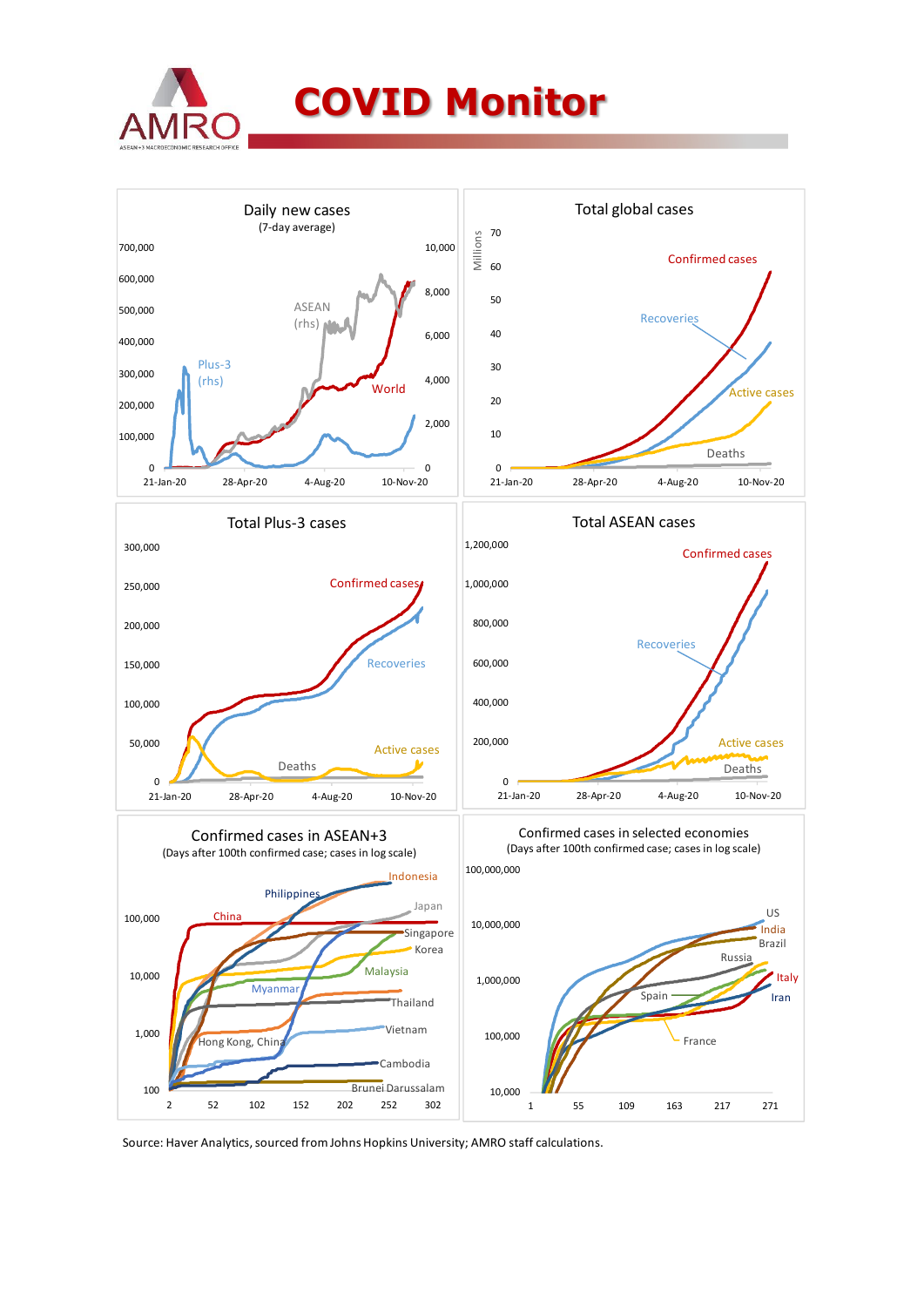# COVID Monitor

AMRO
ASEAN+3 MACROECONOMIC RESEARCH OFFICE

## Daily new cases
(7-day average)

700,000
600,000
500,000
400,000
300,000
200,000
100,000
0

10,000
8,000
6,000
4,000
2,000
0

ASEAN (rhs)
Plus-3 (rhs)
World

21-Jan-20 28-Apr-20 4-Aug-20 10-Nov-20

## Total global cases

Millions
70
60
50
40
30
20
10
0

Confirmed cases
Recoveries
Active cases
Deaths

21-Jan-20 28-Apr-20 4-Aug-20 10-Nov-20

## Total Plus-3 cases

300,000
250,000
200,000
150,000
100,000
50,000
0

Confirmed cases
Recoveries
Active cases
Deaths

21-Jan-20 28-Apr-20 4-Aug-20 10-Nov-20

## Total ASEAN cases

1,200,000
1,000,000
800,000
600,000
400,000
200,000
0

Confirmed cases
Recoveries
Active cases
Deaths

21-Jan-20 28-Apr-20 4-Aug-20 10-Nov-20

## Confirmed cases in ASEAN+3
(Days after 100th confirmed case; cases in log scale)

100,000
10,000
1,000
100

Indonesia
Philippines
Japan
China
Singapore
Korea
Malaysia
Myanmar
Thailand
Vietnam
Hong Kong, China
Cambodia
Brunei Darussalam

2 52 102 152 202 252 302

## Confirmed cases in selected economies
(Days after 100th confirmed case; cases in log scale)

100,000,000
10,000,000
1,000,000
100,000
10,000

US
India
Brazil
Russia
Italy
Iran
Spain
France

1 55 109 163 217 271

Source: Haver Analytics, sourced from Johns Hopkins University; AMRO staff calculations.